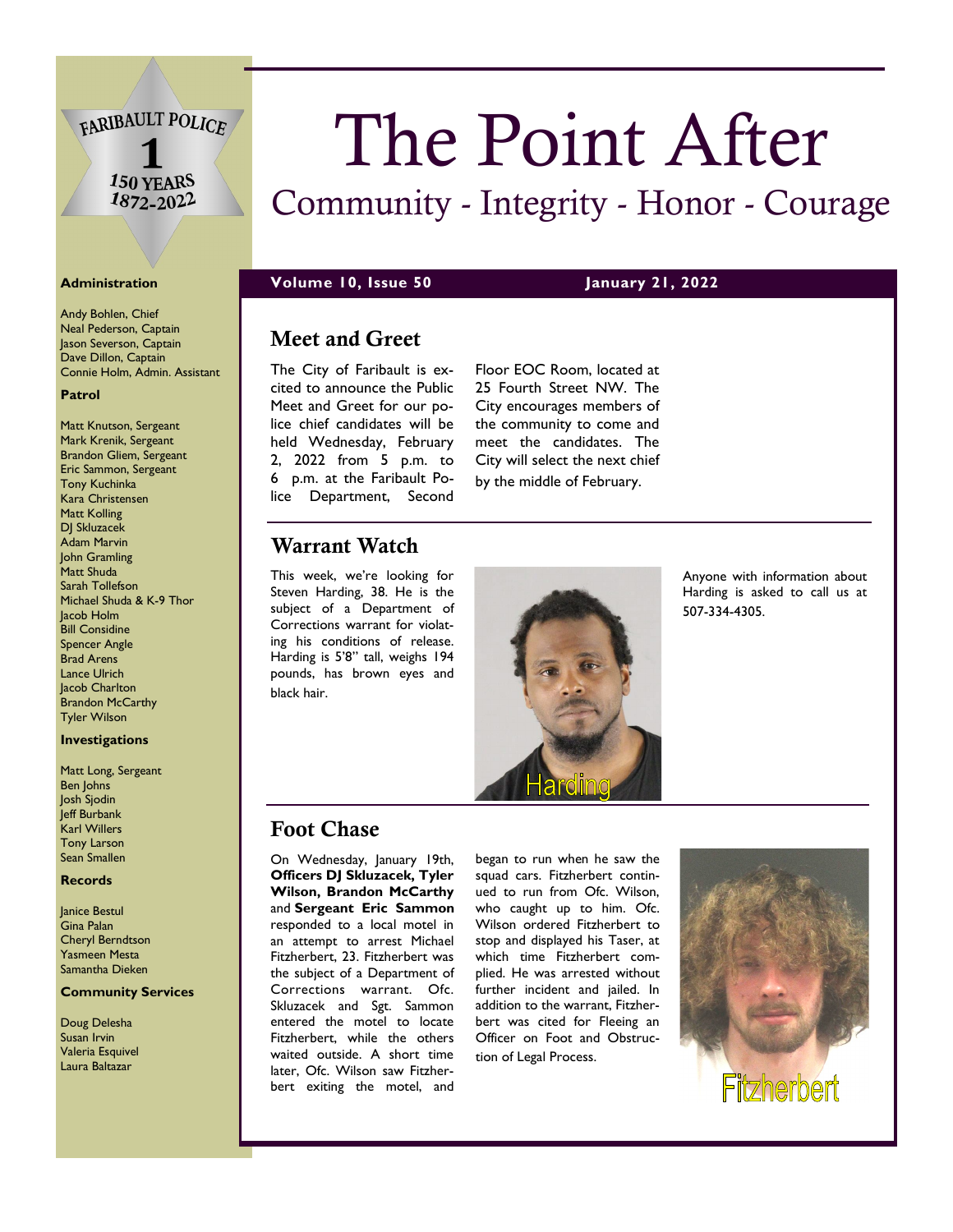# The Point After

## Community - Integrity - Honor - Courage

**Volume 10, Issue 50** — **January 21, 2022**

### Administration

Andy Bohlen, Chief
Neal Pederson, Captain
Jason Severson, Captain
Dave Dillon, Captain
Connie Holm, Admin. Assistant

### Patrol

Matt Knutson, Sergeant
Mark Krenik, Sergeant
Brandon Gliem, Sergeant
Eric Sammon, Sergeant
Tony Kuchinka
Kara Christensen
Matt Kolling
DJ Skluzacek
Adam Marvin
John Gramling
Matt Shuda
Sarah Tollefson
Michael Shuda & K-9 Thor
Jacob Holm
Bill Considine
Spencer Angle
Brad Arens
Lance Ulrich
Jacob Charlton
Brandon McCarthy
Tyler Wilson

### Investigations

Matt Long, Sergeant
Ben Johns
Josh Sjodin
Jeff Burbank
Karl Willers
Tony Larson
Sean Smallen

### Records

Janice Bestul
Gina Palan
Cheryl Berndtson
Yasmeen Mesta
Samantha Dieken

### Community Services

Doug Delesha
Susan Irvin
Valeria Esquivel
Laura Baltazar

## Meet and Greet

The City of Faribault is excited to announce the Public Meet and Greet for our police chief candidates will be held Wednesday, February 2, 2022 from 5 p.m. to 6 p.m. at the Faribault Police Department, Second Floor EOC Room, located at 25 Fourth Street NW. The City encourages members of the community to come and meet the candidates. The City will select the next chief by the middle of February.

## Warrant Watch

This week, we're looking for Steven Harding, 38. He is the subject of a Department of Corrections warrant for violating his conditions of release. Harding is 5'8" tall, weighs 194 pounds, has brown eyes and black hair.

Harding

Anyone with information about Harding is asked to call us at 507-334-4305.

## Foot Chase

On Wednesday, January 19th, **Officers DJ Skluzacek, Tyler Wilson, Brandon McCarthy** and **Sergeant Eric Sammon** responded to a local motel in an attempt to arrest Michael Fitzherbert, 23. Fitzherbert was the subject of a Department of Corrections warrant. Ofc. Skluzacek and Sgt. Sammon entered the motel to locate Fitzherbert, while the others waited outside. A short time later, Ofc. Wilson saw Fitzherbert exiting the motel, and began to run when he saw the squad cars. Fitzherbert continued to run from Ofc. Wilson, who caught up to him. Ofc. Wilson ordered Fitzherbert to stop and displayed his Taser, at which time Fitzherbert complied. He was arrested without further incident and jailed. In addition to the warrant, Fitzherbert was cited for Fleeing an Officer on Foot and Obstruction of Legal Process.

Fitzherbert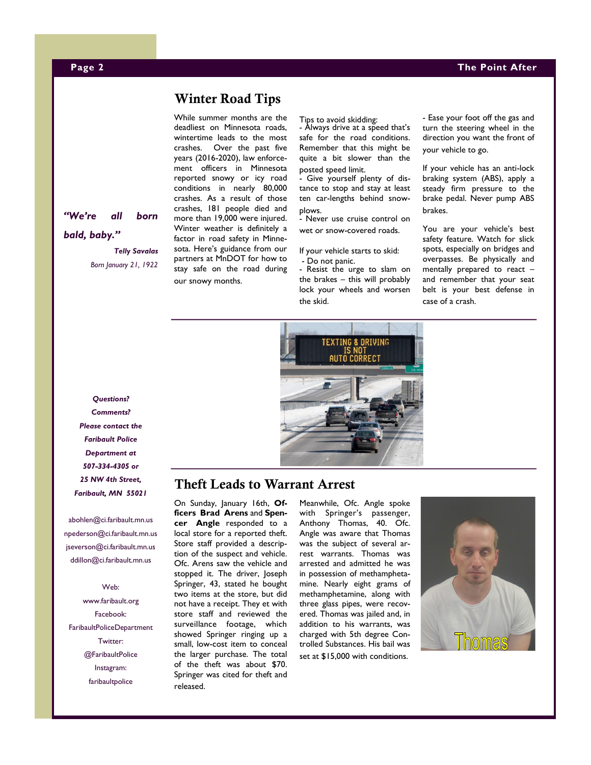## Winter Road Tips

While summer months are the deadliest on Minnesota roads, wintertime leads to the most crashes. Over the past five years (2016-2020), law enforcement officers in Minnesota reported snowy or icy road conditions in nearly 80,000 crashes. As a result of those crashes, 181 people died and more than 19,000 were injured. Winter weather is definitely a factor in road safety in Minnesota. Here's guidance from our partners at MnDOT for how to stay safe on the road during our snowy months.

Tips to avoid skidding:
- Always drive at a speed that's safe for the road conditions. Remember that this might be quite a bit slower than the posted speed limit.
- Give yourself plenty of distance to stop and stay at least ten car-lengths behind snowplows.
- Never use cruise control on wet or snow-covered roads.

If your vehicle starts to skid:
- Do not panic.
- Resist the urge to slam on the brakes – this will probably lock your wheels and worsen the skid.
- Ease your foot off the gas and turn the steering wheel in the direction you want the front of your vehicle to go.

If your vehicle has an anti-lock braking system (ABS), apply a steady firm pressure to the brake pedal. Never pump ABS brakes.

You are your vehicle's best safety feature. Watch for slick spots, especially on bridges and overpasses. Be physically and mentally prepared to react – and remember that your seat belt is your best defense in case of a crash.

*"We're all born bald, baby."*

***Telly Savalas***

*Born January 21, 1922*

## Theft Leads to Warrant Arrest

On Sunday, January 16th, **Officers Brad Arens** and **Spencer Angle** responded to a local store for a reported theft. Store staff provided a description of the suspect and vehicle. Ofc. Arens saw the vehicle and stopped it. The driver, Joseph Springer, 43, stated he bought two items at the store, but did not have a receipt. They et with store staff and reviewed the surveillance footage, which showed Springer ringing up a small, low-cost item to conceal the larger purchase. The total of the theft was about $70. Springer was cited for theft and released.

Meanwhile, Ofc. Angle spoke with Springer's passenger, Anthony Thomas, 40. Ofc. Angle was aware that Thomas was the subject of several arrest warrants. Thomas was arrested and admitted he was in possession of methamphetamine. Nearly eight grams of methamphetamine, along with three glass pipes, were recovered. Thomas was jailed and, in addition to his warrants, was charged with 5th degree Controlled Substances. His bail was set at $15,000 with conditions.

***Questions? Comments? Please contact the Faribault Police Department at 507-334-4305 or 25 NW 4th Street, Faribault, MN 55021***

abohlen@ci.faribault.mn.us
npederson@ci.faribault.mn.us
jseverson@ci.faribault.mn.us
ddillon@ci.faribault.mn.us

Web:
www.faribault.org
Facebook:
FaribaultPoliceDepartment
Twitter:
@FaribaultPolice
Instagram:
faribaultpolice